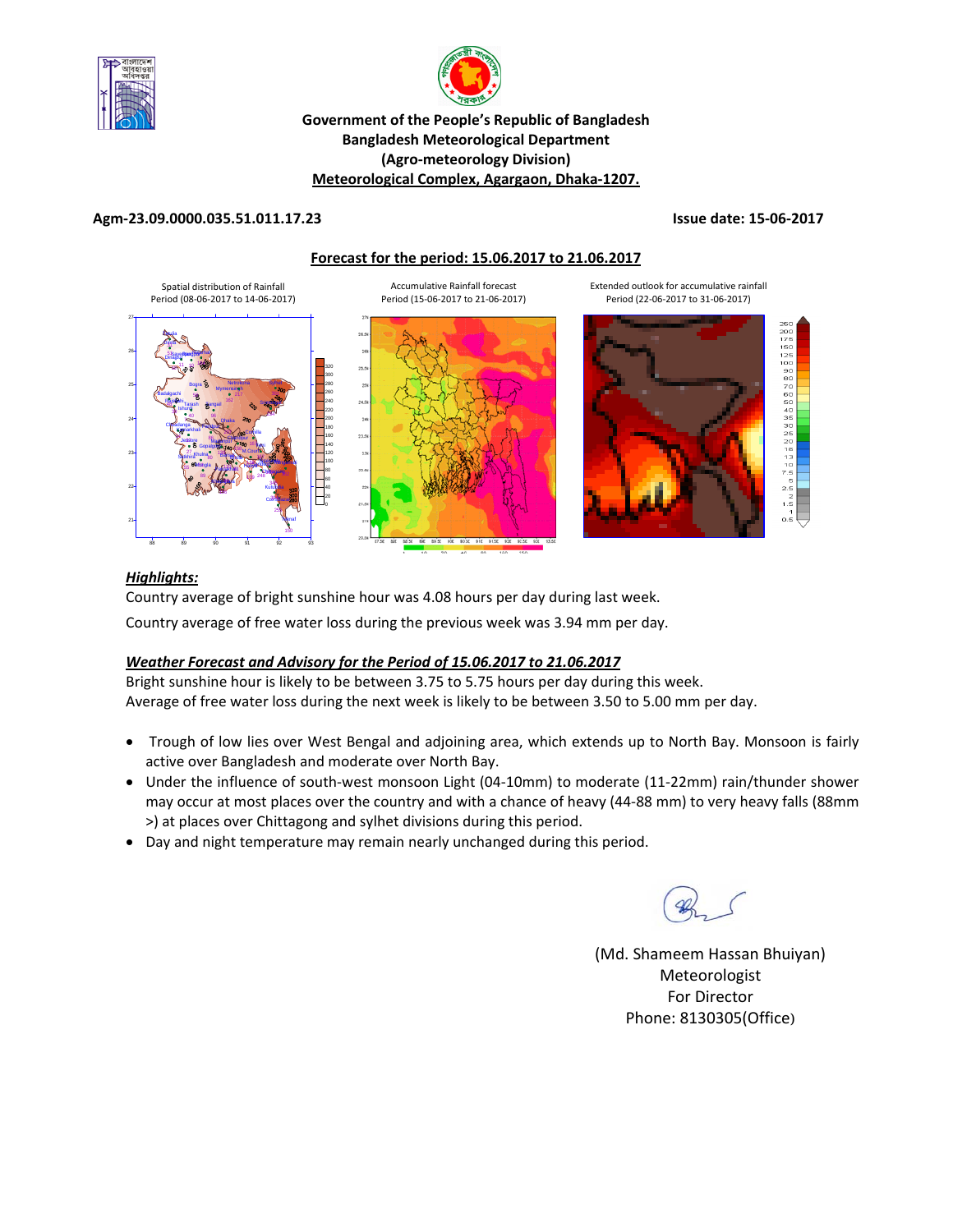**Government of the People's Republic of Bangladesh**
**Bangladesh Meteorological Department**
**(Agro-meteorology Division)**
**Meteorological Complex, Agargaon, Dhaka-1207.**

**Agm-23.09.0000.035.51.011.17.23** **Issue date: 15-06-2017**

## Forecast for the period: 15.06.2017 to 21.06.2017

Spatial distribution of Rainfall Period (08-06-2017 to 14-06-2017)

Accumulative Rainfall forecast Period (15-06-2017 to 21-06-2017)

Extended outlook for accumulative rainfall Period (22-06-2017 to 31-06-2017)

### *Highlights:*

Country average of bright sunshine hour was 4.08 hours per day during last week.

Country average of free water loss during the previous week was 3.94 mm per day.

### *Weather Forecast and Advisory for the Period of 15.06.2017 to 21.06.2017*

Bright sunshine hour is likely to be between 3.75 to 5.75 hours per day during this week.
Average of free water loss during the next week is likely to be between 3.50 to 5.00 mm per day.

- Trough of low lies over West Bengal and adjoining area, which extends up to North Bay. Monsoon is fairly active over Bangladesh and moderate over North Bay.
- Under the influence of south-west monsoon Light (04-10mm) to moderate (11-22mm) rain/thunder shower may occur at most places over the country and with a chance of heavy (44-88 mm) to very heavy falls (88mm >) at places over Chittagong and sylhet divisions during this period.
- Day and night temperature may remain nearly unchanged during this period.

(Md. Shameem Hassan Bhuiyan)
Meteorologist
For Director
Phone: 8130305(Office)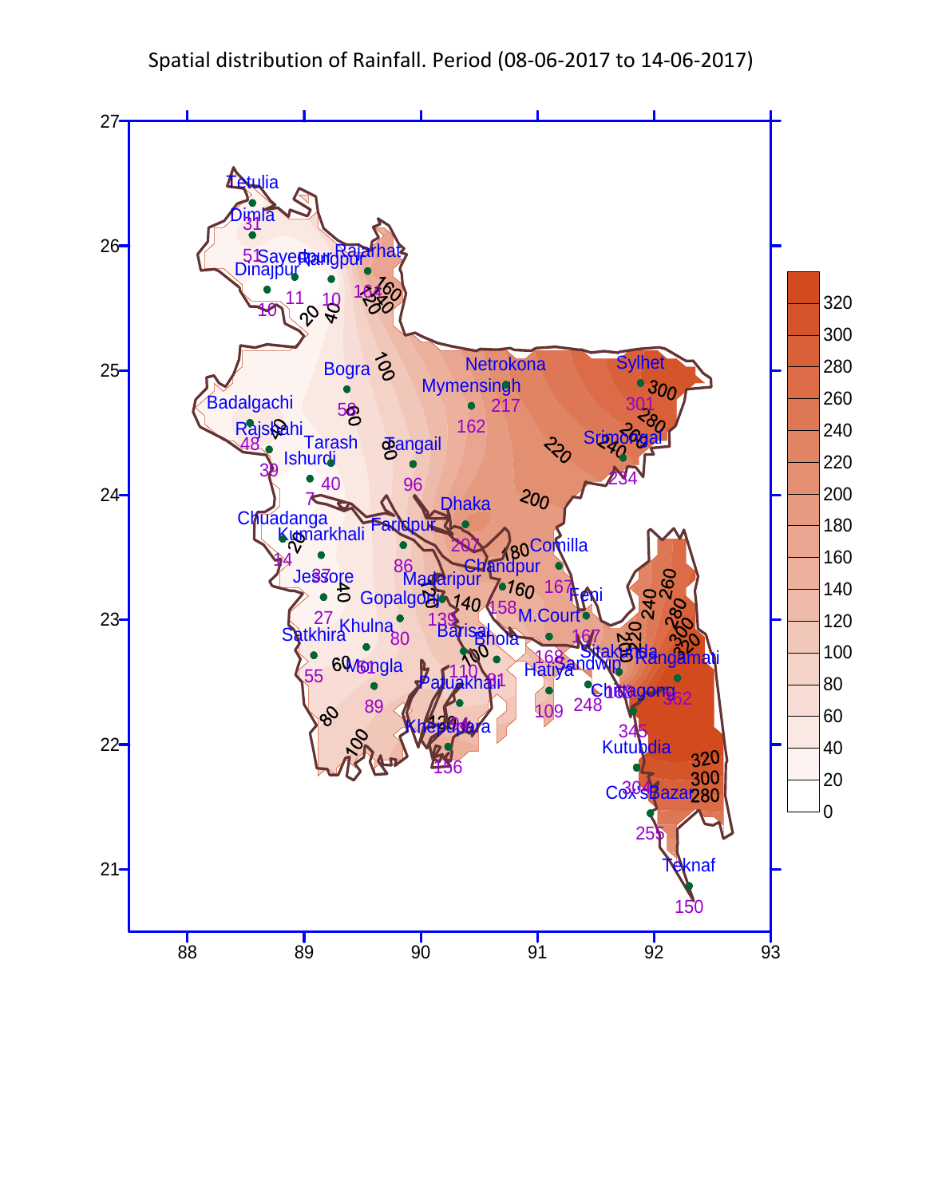Spatial distribution of Rainfall. Period (08-06-2017 to 14-06-2017)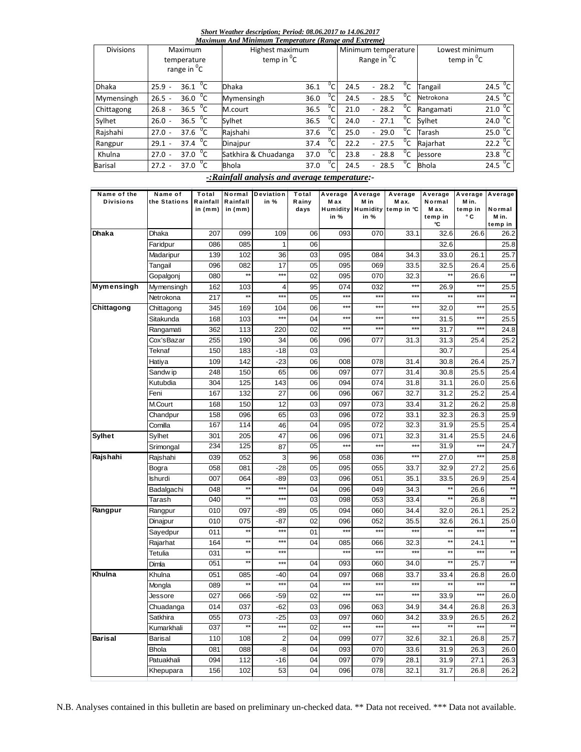***Short Weather description; Period: 08.06.2017 to 14.06.2017***
***Maximum And Minimum Temperature (Range and Extreme)***

| Divisions | Maximum temperature range in $^0C$ | Highest maximum temp in $^0C$ | | Minimum temperature Range in $^0C$ | Lowest minimum temp in $^0C$ | |
|---|---|---|---|---|---|---|
| Dhaka | 25.9 - 36.1 $^0C$ | Dhaka | 36.1 $^0C$ | 24.5 - 28.2 $^0C$ | Tangail | 24.5 $^0C$ |
| Mymensingh | 26.5 - 36.0 $^0C$ | Mymensingh | 36.0 $^0C$ | 24.5 - 28.5 $^0C$ | Netrokona | 24.5 $^0C$ |
| Chittagong | 26.8 - 36.5 $^0C$ | M.court | 36.5 $^0C$ | 21.0 - 28.2 $^0C$ | Rangamati | 21.0 $^0C$ |
| Sylhet | 26.0 - 36.5 $^0C$ | Sylhet | 36.5 $^0C$ | 24.0 - 27.1 $^0C$ | Sylhet | 24.0 $^0C$ |
| Rajshahi | 27.0 - 37.6 $^0C$ | Rajshahi | 37.6 $^0C$ | 25.0 - 29.0 $^0C$ | Tarash | 25.0 $^0C$ |
| Rangpur | 29.1 - 37.4 $^0C$ | Dinajpur | 37.4 $^0C$ | 22.2 - 27.5 $^0C$ | Rajarhat | 22.2 $^0C$ |
| Khulna | 27.0 - 37.0 $^0C$ | Satkhira & Chuadanga | 37.0 $^0C$ | 23.8 - 28.8 $^0C$ | Jessore | 23.8 $^0C$ |
| Barisal | 27.2 - 37.0 $^0C$ | Bhola | 37.0 $^0C$ | 24.5 - 28.5 $^0C$ | Bhola | 24.5 $^0C$ |

***-:Rainfall analysis and average temperature:-***

| Name of the Divisions | Name of the Stations | Total Rainfall in (mm) | Normal Rainfall in (mm) | Deviation in % | Total Rainy days | Average Max Humidity in % | Average Min Humidity in % | Average Max. temp in ℃ | Average Normal Max. temp in ℃ | Average Min. temp in °C | Average Normal Min. temp in |
|---|---|---|---|---|---|---|---|---|---|---|---|
| **Dhaka** | Dhaka | 207 | 099 | 109 | 06 | 093 | 070 | 33.1 | 32.6 | 26.6 | 26.2 |
| | Faridpur | 086 | 085 | 1 | 06 | | | | 32.6 | | 25.8 |
| | Madaripur | 139 | 102 | 36 | 03 | 095 | 084 | 34.3 | 33.0 | 26.1 | 25.7 |
| | Tangail | 096 | 082 | 17 | 05 | 095 | 069 | 33.5 | 32.5 | 26.4 | 25.6 |
| | Gopalgonj | 080 | ** | *** | 02 | 095 | 070 | 32.3 | ** | 26.6 | ** |
| **Mymensingh** | Mymensingh | 162 | 103 | 4 | 95 | 074 | 032 | *** | 26.9 | *** | 25.5 |
| | Netrokona | 217 | ** | *** | 05 | *** | *** | *** | ** | *** | ** |
| **Chittagong** | Chittagong | 345 | 169 | 104 | 06 | *** | *** | *** | 32.0 | *** | 25.5 |
| | Sitakunda | 168 | 103 | *** | 04 | *** | *** | *** | 31.5 | *** | 25.5 |
| | Rangamati | 362 | 113 | 220 | 02 | *** | *** | *** | 31.7 | *** | 24.8 |
| | Cox'sBazar | 255 | 190 | 34 | 06 | 096 | 077 | 31.3 | 31.3 | 25.4 | 25.2 |
| | Teknaf | 150 | 183 | -18 | 03 | | | | 30.7 | | 25.4 |
| | Hatiya | 109 | 142 | -23 | 06 | 008 | 078 | 31.4 | 30.8 | 26.4 | 25.7 |
| | Sandwip | 248 | 150 | 65 | 06 | 097 | 077 | 31.4 | 30.8 | 25.5 | 25.4 |
| | Kutubdia | 304 | 125 | 143 | 06 | 094 | 074 | 31.8 | 31.1 | 26.0 | 25.6 |
| | Feni | 167 | 132 | 27 | 06 | 096 | 067 | 32.7 | 31.2 | 25.2 | 25.4 |
| | M.Court | 168 | 150 | 12 | 03 | 097 | 073 | 33.4 | 31.2 | 26.2 | 25.8 |
| | Chandpur | 158 | 096 | 65 | 03 | 096 | 072 | 33.1 | 32.3 | 26.3 | 25.9 |
| | Comilla | 167 | 114 | 46 | 04 | 095 | 072 | 32.3 | 31.9 | 25.5 | 25.4 |
| **Sylhet** | Sylhet | 301 | 205 | 47 | 06 | 096 | 071 | 32.3 | 31.4 | 25.5 | 24.6 |
| | Srimongal | 234 | 125 | 87 | 05 | *** | *** | *** | 31.9 | *** | 24.7 |
| **Rajshahi** | Rajshahi | 039 | 052 | 3 | 96 | 058 | 036 | *** | 27.0 | *** | 25.8 |
| | Bogra | 058 | 081 | -28 | 05 | 095 | 055 | 33.7 | 32.9 | 27.2 | 25.6 |
| | Ishurdi | 007 | 064 | -89 | 03 | 096 | 051 | 35.1 | 33.5 | 26.9 | 25.4 |
| | Badalgachi | 048 | ** | *** | 04 | 096 | 049 | 34.3 | ** | 26.6 | ** |
| | Tarash | 040 | ** | *** | 03 | 098 | 053 | 33.4 | ** | 26.8 | ** |
| **Rangpur** | Rangpur | 010 | 097 | -89 | 05 | 094 | 060 | 34.4 | 32.0 | 26.1 | 25.2 |
| | Dinajpur | 010 | 075 | -87 | 02 | 096 | 052 | 35.5 | 32.6 | 26.1 | 25.0 |
| | Sayedpur | 011 | ** | *** | 01 | *** | *** | *** | ** | *** | ** |
| | Rajarhat | 164 | ** | *** | 04 | 085 | 066 | 32.3 | ** | 24.1 | ** |
| | Tetulia | 031 | ** | *** | | *** | *** | *** | ** | *** | ** |
| | Dimla | 051 | ** | *** | 04 | 093 | 060 | 34.0 | ** | 25.7 | ** |
| **Khulna** | Khulna | 051 | 085 | -40 | 04 | 097 | 068 | 33.7 | 33.4 | 26.8 | 26.0 |
| | Mongla | 089 | ** | *** | 04 | *** | *** | *** | ** | *** | ** |
| | Jessore | 027 | 066 | -59 | 02 | *** | *** | *** | 33.9 | *** | 26.0 |
| | Chuadanga | 014 | 037 | -62 | 03 | 096 | 063 | 34.9 | 34.4 | 26.8 | 26.3 |
| | Satkhira | 055 | 073 | -25 | 03 | 097 | 060 | 34.2 | 33.9 | 26.5 | 26.2 |
| | Kumarkhali | 037 | ** | *** | 02 | *** | *** | *** | ** | *** | ** |
| **Barisal** | Barisal | 110 | 108 | 2 | 04 | 099 | 077 | 32.6 | 32.1 | 26.8 | 25.7 |
| | Bhola | 081 | 088 | -8 | 04 | 093 | 070 | 33.6 | 31.9 | 26.3 | 26.0 |
| | Patuakhali | 094 | 112 | -16 | 04 | 097 | 079 | 28.1 | 31.9 | 27.1 | 26.3 |
| | Khepupara | 156 | 102 | 53 | 04 | 096 | 078 | 32.1 | 31.7 | 26.8 | 26.2 |

N.B. Analyses contained in this bulletin are based on preliminary un-checked data. ** Data not received. *** Data not available.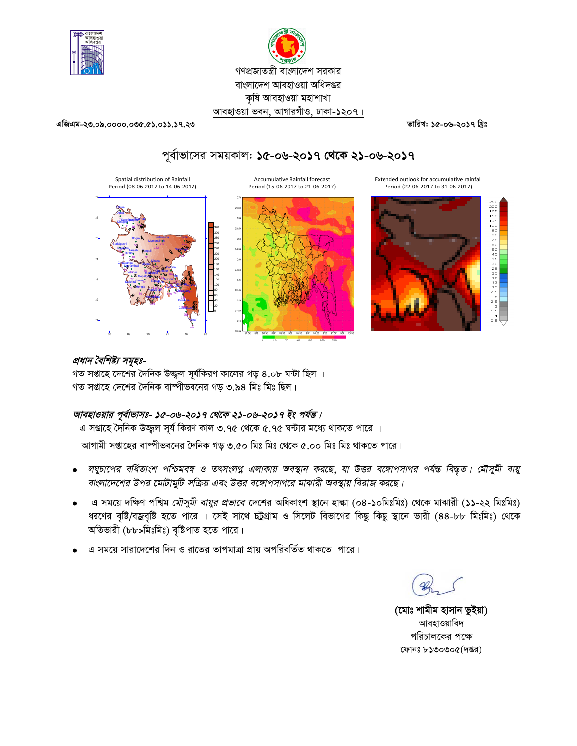গণপ্রজাতন্ত্রী বাংলাদেশ সরকার
বাংলাদেশ আবহাওয়া অধিদপ্তর
কৃষি আবহাওয়া মহাশাখা
আবহাওয়া ভবন, আগারগাঁও, ঢাকা-১২০৭।

এজিএম-২৩.০৯.০০০০.০৩৫.৫১.০১১.১৭.২৩ | তারিখ: ১৫-০৬-২০১৭ খ্রিঃ

## পূর্বাভাসের সময়কাল: ১৫-০৬-২০১৭ থেকে ২১-০৬-২০১৭

Spatial distribution of Rainfall Period (08-06-2017 to 14-06-2017)

Accumulative Rainfall forecast Period (15-06-2017 to 21-06-2017)

Extended outlook for accumulative rainfall Period (22-06-2017 to 31-06-2017)

### *প্রধান বৈশিষ্ট্য সমূহঃ-*

গত সপ্তাহে দেশের দৈনিক উজ্জ্বল সূর্যকিরণ কালের গড় ৪.০৮ ঘন্টা ছিল ।
গত সপ্তাহে দেশের দৈনিক বাষ্পীভবনের গড় ৩.৯৪ মিঃ মিঃ ছিল।

### *আবহাওয়ার পূর্বাভাসঃ- ১৫-০৬-২০১৭ থেকে ২১-০৬-২০১৭ ইং পর্যন্ত।*

এ সপ্তাহে দৈনিক উজ্জ্বল সূর্য কিরণ কাল ৩.৭৫ থেকে ৫.৭৫ ঘন্টার মধ্যে থাকতে পারে ।

আগামী সপ্তাহের বাষ্পীভবনের দৈনিক গড় ৩.৫০ মিঃ মিঃ থেকে ৫.০০ মিঃ মিঃ থাকতে পারে।

- *লঘুচাপের বর্ধিতাংশ পশ্চিমবঙ্গ ও তৎসংলগ্ন এলাকায় অবস্থান করছে, যা উত্তর বঙ্গোপসাগর পর্যন্ত বিস্তৃত। মৌসুমী বায়ু বাংলাদেশের উপর মোটামুটি সক্রিয় এবং উত্তর বঙ্গোপসাগরে মাঝারী অবস্থায় বিরাজ করছে।*
- এ সময়ে দক্ষিণ পশ্চিম *মৌসুমী বায়ুর প্রভাবে* দেশের অধিকাংশ স্থানে হাল্কা (০৪-১০মিঃমিঃ) থেকে মাঝারী (১১-২২ মিঃমিঃ) ধরণের বৃষ্টি/বজ্রবৃষ্টি হতে পারে । সেই সাথে চট্রগ্রাম ও সিলেট বিভাগের কিছু কিছু স্থানে ভারী (৪৪-৮৮ মিঃমিঃ) থেকে অতিভারী (৮৮>মিঃমিঃ) বৃষ্টিপাত হতে পারে।
- এ সময়ে সারাদেশের দিন ও রাতের তাপমাত্রা প্রায় অপরিবর্তিত থাকতে পারে।

**(মোঃ শামীম হাসান ভুইয়া)**
আবহাওয়াবিদ
পরিচালকের পক্ষে
ফোনঃ ৮১৩০৩০৫(দপ্তর)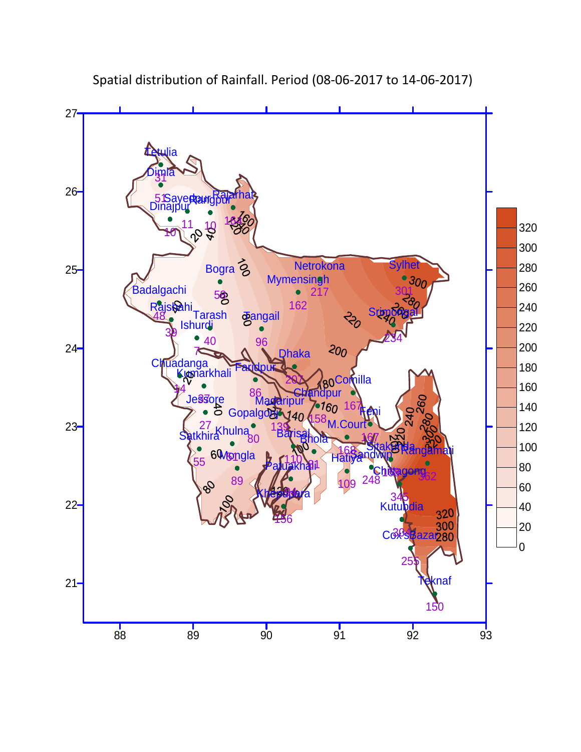Spatial distribution of Rainfall. Period (08-06-2017 to 14-06-2017)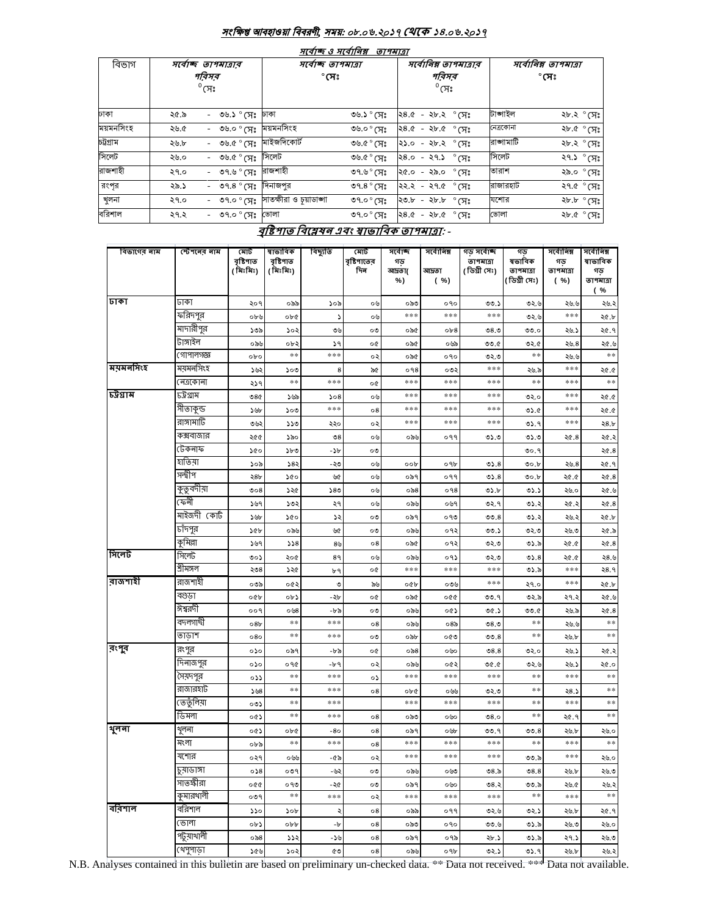## সংক্ষিপ্ত আবহাওয়া বিবরণী, সময়: ০৮.০৬.২০১৭ থেকে ১৪.০৬.২০১৭

### সর্বোচ্চ ও সর্বোনিম্ন তাপমাত্রা

| বিভাগ | সর্বোচ্চ তাপমাত্রার পরিসর $^0$সেঃ | সর্বোচ্চ তাপমাত্রা °সেঃ | | সর্বোনিম্ন তাপমাত্রার পরিসর $^0$সেঃ | সর্বোনিম্ন তাপমাত্রা °সেঃ | |
|---|---|---|---|---|---|---|
| ঢাকা | ২৫.৯ - ৩৬.১ °সেঃ | ঢাকা | ৩৬.১°সেঃ | ২৪.৫ - ২৮.২ °সেঃ | টাঙ্গাইল | ২৮.২ °সেঃ |
| ময়মনসিংহ | ২৬.৫ - ৩৬.০ °সেঃ | ময়মনসিংহ | ৩৬.০°সেঃ | ২৪.৫ - ২৮.৫ °সেঃ | নেত্রকোনা | ২৮.৫ °সেঃ |
| চট্রগ্রাম | ২৬.৮ - ৩৬.৫ °সেঃ | মাইজদিকোর্ট | ৩৬.৫°সেঃ | ২১.০ - ২৮.২ °সেঃ | রাঙ্গামাটি | ২৮.২ °সেঃ |
| সিলেট | ২৬.০ - ৩৬.৫ °সেঃ | সিলেট | ৩৬.৫°সেঃ | ২৪.০ - ২৭.১ °সেঃ | সিলেট | ২৭.১ °সেঃ |
| রাজশাহী | ২৭.০ - ৩৭.৬ °সেঃ | রাজশাহী | ৩৭.৬°সেঃ | ২৫.০ - ২৯.০ °সেঃ | তারাশ | ২৯.০ °সেঃ |
| রংপুর | ২৯.১ - ৩৭.৪ °সেঃ | দিনাজপুর | ৩৭.৪°সেঃ | ২২.২ - ২৭.৫ °সেঃ | রাজারহাট | ২৭.৫ °সেঃ |
| খুলনা | ২৭.০ - ৩৭.০ °সেঃ | সাতক্ষীরা ও চুয়াডাঙ্গা | ৩৭.০°সেঃ | ২৩.৮ - ২৮.৮ °সেঃ | যশোর | ২৮.৮ °সেঃ |
| বরিশাল | ২৭.২ - ৩৭.০ °সেঃ | ভোলা | ৩৭.০°সেঃ | ২৪.৫ - ২৮.৫ °সেঃ | ভোলা | ২৮.৫ °সেঃ |

### বৃষ্টিপাত বিশ্লেষন এবং স্বাভাবিক তাপমাত্রা: -

| বিভাগের নাম | স্টেশনের নাম | মোট বৃষ্টিপাত (মিঃমিঃ) | স্বাভাবিক বৃষ্টিপাত (মিঃমিঃ) | বিচ্যুতি | মোট বৃষ্টিপাতের দিন | সর্বোচ্চ গড় আদ্রতা( %) | সর্বোনিম্ন আদ্রতা ( %) | গড় সর্বোচ্চ তাপমাত্রা (ডিগ্রী সেঃ) | গড় স্বভাবিক তাপমাত্রা (ডিগ্রী সেঃ) | সর্বোনিম্ন গড় তাপমাত্রা ( %) | সর্বোনিম্ন স্বাভাবিক গড় তাপমাত্রা ( % |
|---|---|---|---|---|---|---|---|---|---|---|---|
| ঢাকা | ঢাকা | ২০৭ | ০৯৯ | ১০৯ | ০৬ | ০৯৩ | ০৭০ | ৩৩.১ | ৩২.৬ | ২৬.৬ | ২৬.২ |
| | ফরিদপুর | ০৮৬ | ০৮৫ | ১ | ০৬ | *** | *** | *** | ৩২.৬ | *** | ২৫.৮ |
| | মাদারীপুর | ১৩৯ | ১০২ | ৩৬ | ০৩ | ০৯৫ | ০৮৪ | ৩৪.৩ | ৩৩.০ | ২৬.১ | ২৫.৭ |
| | টাঙ্গাইল | ০৯৬ | ০৮২ | ১৭ | ০৫ | ০৯৫ | ০৬৯ | ৩৩.৫ | ৩২.৫ | ২৬.৪ | ২৫.৬ |
| | গোপালগঞ্জ | ০৮০ | ** | *** | ০২ | ০৯৫ | ০৭০ | ৩২.৩ | ** | ২৬.৬ | ** |
| ময়মনসিংহ | ময়মনসিংহ | ১৬২ | ১০৩ | ৪ | ৯৫ | ০৭৪ | ০৩২ | *** | ২৬.৯ | *** | ২৫.৫ |
| | নেত্রকোনা | ২১৭ | ** | *** | ০৫ | *** | *** | *** | ** | *** | ** |
| চট্রগ্রাম | চট্রগ্রাম | ৩৪৫ | ১৬৯ | ১০৪ | ০৬ | *** | *** | *** | ৩২.০ | *** | ২৫.৫ |
| | সীতাকুন্ড | ১৬৮ | ১০৩ | *** | ০৪ | *** | *** | *** | ৩১.৫ | *** | ২৫.৫ |
| | রাঙ্গামাটি | ৩৬২ | ১১৩ | ২২০ | ০২ | *** | *** | *** | ৩১.৭ | *** | ২৪.৮ |
| | কক্সবাজার | ২৫৫ | ১৯০ | ৩৪ | ০৬ | ০৯৬ | ০৭৭ | ৩১.৩ | ৩১.৩ | ২৫.৪ | ২৫.২ |
| | টেকনাফ | ১৫০ | ১৮৩ | -১৮ | ০৩ | | | | ৩০.৭ | | ২৫.৪ |
| | হাতিয়া | ১০৯ | ১৪২ | -২৩ | ০৬ | ০০৮ | ০৭৮ | ৩১.৪ | ৩০.৮ | ২৬.৪ | ২৫.৭ |
| | সন্দ্বীপ | ২৪৮ | ১৫০ | ৬৫ | ০৬ | ০৯৭ | ০৭৭ | ৩১.৪ | ৩০.৮ | ২৫.৫ | ২৫.৪ |
| | কুতুবদীয়া | ৩০৪ | ১২৫ | ১৪৩ | ০৬ | ০৯৪ | ০৭৪ | ৩১.৮ | ৩১.১ | ২৬.০ | ২৫.৬ |
| | ফেনী | ১৬৭ | ১৩২ | ২৭ | ০৬ | ০৯৬ | ০৬৭ | ৩২.৭ | ৩১.২ | ২৫.২ | ২৫.৪ |
| | মাইজদী কোর্ট | ১৬৮ | ১৫০ | ১২ | ০৩ | ০৯৭ | ০৭৩ | ৩৩.৪ | ৩১.২ | ২৬.২ | ২৫.৮ |
| | চাঁদপুর | ১৫৮ | ০৯৬ | ৬৫ | ০৩ | ০৯৬ | ০৭২ | ৩৩.১ | ৩২.৩ | ২৬.৩ | ২৫.৯ |
| | কুমিল্লা | ১৬৭ | ১১৪ | ৪৬ | ০৪ | ০৯৫ | ০৭২ | ৩২.৩ | ৩১.৯ | ২৫.৫ | ২৫.৪ |
| সিলেট | সিলেট | ৩০১ | ২০৫ | ৪৭ | ০৬ | ০৯৬ | ০৭১ | ৩২.৩ | ৩১.৪ | ২৫.৫ | ২৪.৬ |
| | শ্রীমঙ্গল | ২৩৪ | ১২৫ | ৮৭ | ০৫ | *** | *** | *** | ৩১.৯ | *** | ২৪.৭ |
| রাজশাহী | রাজশাহী | ০৩৯ | ০৫২ | ৩ | ৯৬ | ০৫৮ | ০৩৬ | *** | ২৭.০ | *** | ২৫.৮ |
| | বগুড়া | ০৫৮ | ০৮১ | -২৮ | ০৫ | ০৯৫ | ০৫৫ | ৩৩.৭ | ৩২.৯ | ২৭.২ | ২৫.৬ |
| | ঈশ্বরদী | ০০৭ | ০৩৪ | -৮৯ | ০৩ | ০৯৬ | ০৫১ | ৩৫.১ | ৩৩.৫ | ২৬.৯ | ২৫.৪ |
| | বদলগাছী | ০৪৮ | ** | *** | ০৪ | ০৯৬ | ০৪৯ | ৩৪.৩ | ** | ২৬.৬ | ** |
| | তাড়াশ | ০৪০ | ** | *** | ০৩ | ০৯৮ | ০৫৩ | ৩৩.৪ | ** | ২৬.৮ | ** |
| রংপুর | রংপুর | ০১০ | ০৯৭ | -৮৯ | ০৫ | ০৯৪ | ০৬০ | ৩৪.৪ | ৩২.০ | ২৬.১ | ২৫.২ |
| | দিনাজপুর | ০১০ | ০৭৫ | -৮৭ | ০২ | ০৯৬ | ০৫২ | ৩৫.৫ | ৩২.৬ | ২৬.১ | ২৫.০ |
| | সৈয়দপুর | ০১১ | ** | *** | ০১ | *** | *** | *** | ** | *** | ** |
| | রাজারহাট | ১৬৪ | ** | *** | ০৪ | ০৮৫ | ০৬৬ | ৩২.৩ | ** | ২৪.১ | ** |
| | তেতুঁলিয়া | ০৩১ | ** | *** | | *** | *** | *** | ** | *** | ** |
| | ডিমলা | ০৫১ | ** | *** | ০৪ | ০৯৩ | ০৬০ | ৩৪.০ | ** | ২৫.৭ | ** |
| খুলনা | খুলনা | ০৫১ | ০৮৫ | -৪০ | ০৪ | ০৯৭ | ০৬৮ | ৩৩.৭ | ৩৩.৪ | ২৬.৮ | ২৬.০ |
| | মংলা | ০৮৯ | ** | *** | ০৪ | *** | *** | *** | ** | *** | ** |
| | যশোর | ০২৭ | ০৬৬ | -৫৯ | ০২ | *** | *** | *** | ৩৩.৯ | *** | ২৬.০ |
| | চুয়াডাঙ্গা | ০১৪ | ০৩৭ | -৬২ | ০৩ | ০৯৬ | ০৬৩ | ৩৪.৯ | ৩৪.৪ | ২৬.৮ | ২৬.৩ |
| | সাতক্ষীরা | ০৫৫ | ০৭৩ | -২৫ | ০৩ | ০৯৭ | ০৬০ | ৩৪.২ | ৩৩.৯ | ২৬.৫ | ২৬.২ |
| | কুমারখালী | ০৩৭ | ** | *** | ০২ | *** | *** | *** | ** | *** | ** |
| বরিশাল | বরিশাল | ১১০ | ১০৮ | ২ | ০৪ | ০৯৯ | ০৭৭ | ৩২.৬ | ৩২.১ | ২৬.৮ | ২৫.৭ |
| | ভোলা | ০৮১ | ০৮৮ | -৮ | ০৪ | ০৯৩ | ০৭০ | ৩৩.৬ | ৩১.৯ | ২৬.৩ | ২৬.০ |
| | পটুয়াখালী | ০৯৪ | ১১২ | -১৬ | ০৪ | ০৯৭ | ০৭৯ | ২৮.১ | ৩১.৯ | ২৭.১ | ২৬.৩ |
| | খেপুপাড়া | ১৫৬ | ১০২ | ৫৩ | ০৪ | ০৯৬ | ০৭৮ | ৩২.১ | ৩১.৭ | ২৬.৮ | ২৬.২ |

N.B. Analyses contained in this bulletin are based on preliminary un-checked data. ** Data not received. *** Data not available.